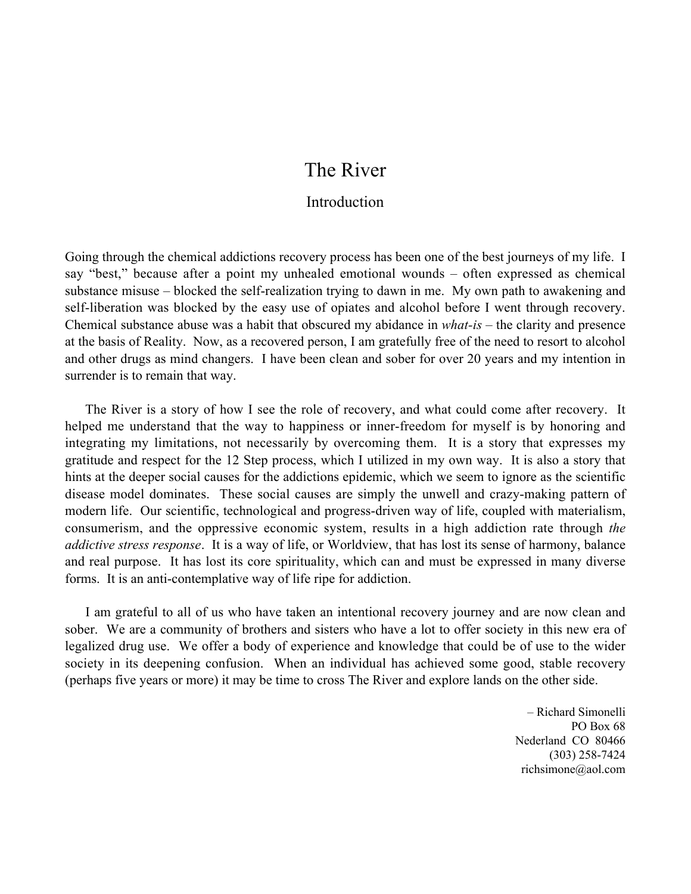# The River

## Introduction

Going through the chemical addictions recovery process has been one of the best journeys of my life. I say "best," because after a point my unhealed emotional wounds – often expressed as chemical substance misuse – blocked the self-realization trying to dawn in me. My own path to awakening and self-liberation was blocked by the easy use of opiates and alcohol before I went through recovery. Chemical substance abuse was a habit that obscured my abidance in *what-is* – the clarity and presence at the basis of Reality. Now, as a recovered person, I am gratefully free of the need to resort to alcohol and other drugs as mind changers. I have been clean and sober for over 20 years and my intention in surrender is to remain that way.

The River is a story of how I see the role of recovery, and what could come after recovery. It helped me understand that the way to happiness or inner-freedom for myself is by honoring and integrating my limitations, not necessarily by overcoming them. It is a story that expresses my gratitude and respect for the 12 Step process, which I utilized in my own way. It is also a story that hints at the deeper social causes for the addictions epidemic, which we seem to ignore as the scientific disease model dominates. These social causes are simply the unwell and crazy-making pattern of modern life. Our scientific, technological and progress-driven way of life, coupled with materialism, consumerism, and the oppressive economic system, results in a high addiction rate through *the addictive stress response*. It is a way of life, or Worldview, that has lost its sense of harmony, balance and real purpose. It has lost its core spirituality, which can and must be expressed in many diverse forms. It is an anti-contemplative way of life ripe for addiction.

I am grateful to all of us who have taken an intentional recovery journey and are now clean and sober. We are a community of brothers and sisters who have a lot to offer society in this new era of legalized drug use. We offer a body of experience and knowledge that could be of use to the wider society in its deepening confusion. When an individual has achieved some good, stable recovery (perhaps five years or more) it may be time to cross The River and explore lands on the other side.

– Richard Simonelli
PO Box 68
Nederland CO 80466
(303) 258-7424
richsimone@aol.com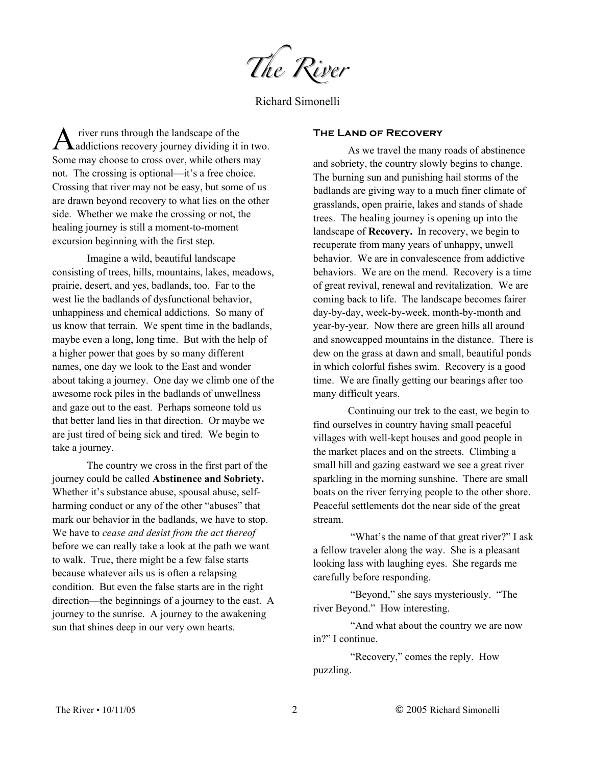# *The River*

Richard Simonelli

A river runs through the landscape of the addictions recovery journey dividing it in two. Some may choose to cross over, while others may not. The crossing is optional—it's a free choice. Crossing that river may not be easy, but some of us are drawn beyond recovery to what lies on the other side. Whether we make the crossing or not, the healing journey is still a moment-to-moment excursion beginning with the first step.

Imagine a wild, beautiful landscape consisting of trees, hills, mountains, lakes, meadows, prairie, desert, and yes, badlands, too. Far to the west lie the badlands of dysfunctional behavior, unhappiness and chemical addictions. So many of us know that terrain. We spent time in the badlands, maybe even a long, long time. But with the help of a higher power that goes by so many different names, one day we look to the East and wonder about taking a journey. One day we climb one of the awesome rock piles in the badlands of unwellness and gaze out to the east. Perhaps someone told us that better land lies in that direction. Or maybe we are just tired of being sick and tired. We begin to take a journey.

The country we cross in the first part of the journey could be called **Abstinence and Sobriety.** Whether it's substance abuse, spousal abuse, self-harming conduct or any of the other "abuses" that mark our behavior in the badlands, we have to stop. We have to *cease and desist from the act thereof* before we can really take a look at the path we want to walk. True, there might be a few false starts because whatever ails us is often a relapsing condition. But even the false starts are in the right direction—the beginnings of a journey to the east. A journey to the sunrise. A journey to the awakening sun that shines deep in our very own hearts.

## The Land of Recovery

As we travel the many roads of abstinence and sobriety, the country slowly begins to change. The burning sun and punishing hail storms of the badlands are giving way to a much finer climate of grasslands, open prairie, lakes and stands of shade trees. The healing journey is opening up into the landscape of **Recovery.** In recovery, we begin to recuperate from many years of unhappy, unwell behavior. We are in convalescence from addictive behaviors. We are on the mend. Recovery is a time of great revival, renewal and revitalization. We are coming back to life. The landscape becomes fairer day-by-day, week-by-week, month-by-month and year-by-year. Now there are green hills all around and snowcapped mountains in the distance. There is dew on the grass at dawn and small, beautiful ponds in which colorful fishes swim. Recovery is a good time. We are finally getting our bearings after too many difficult years.

Continuing our trek to the east, we begin to find ourselves in country having small peaceful villages with well-kept houses and good people in the market places and on the streets. Climbing a small hill and gazing eastward we see a great river sparkling in the morning sunshine. There are small boats on the river ferrying people to the other shore. Peaceful settlements dot the near side of the great stream.

"What's the name of that great river?" I ask a fellow traveler along the way. She is a pleasant looking lass with laughing eyes. She regards me carefully before responding.

"Beyond," she says mysteriously. "The river Beyond." How interesting.

"And what about the country we are now in?" I continue.

"Recovery," comes the reply. How puzzling.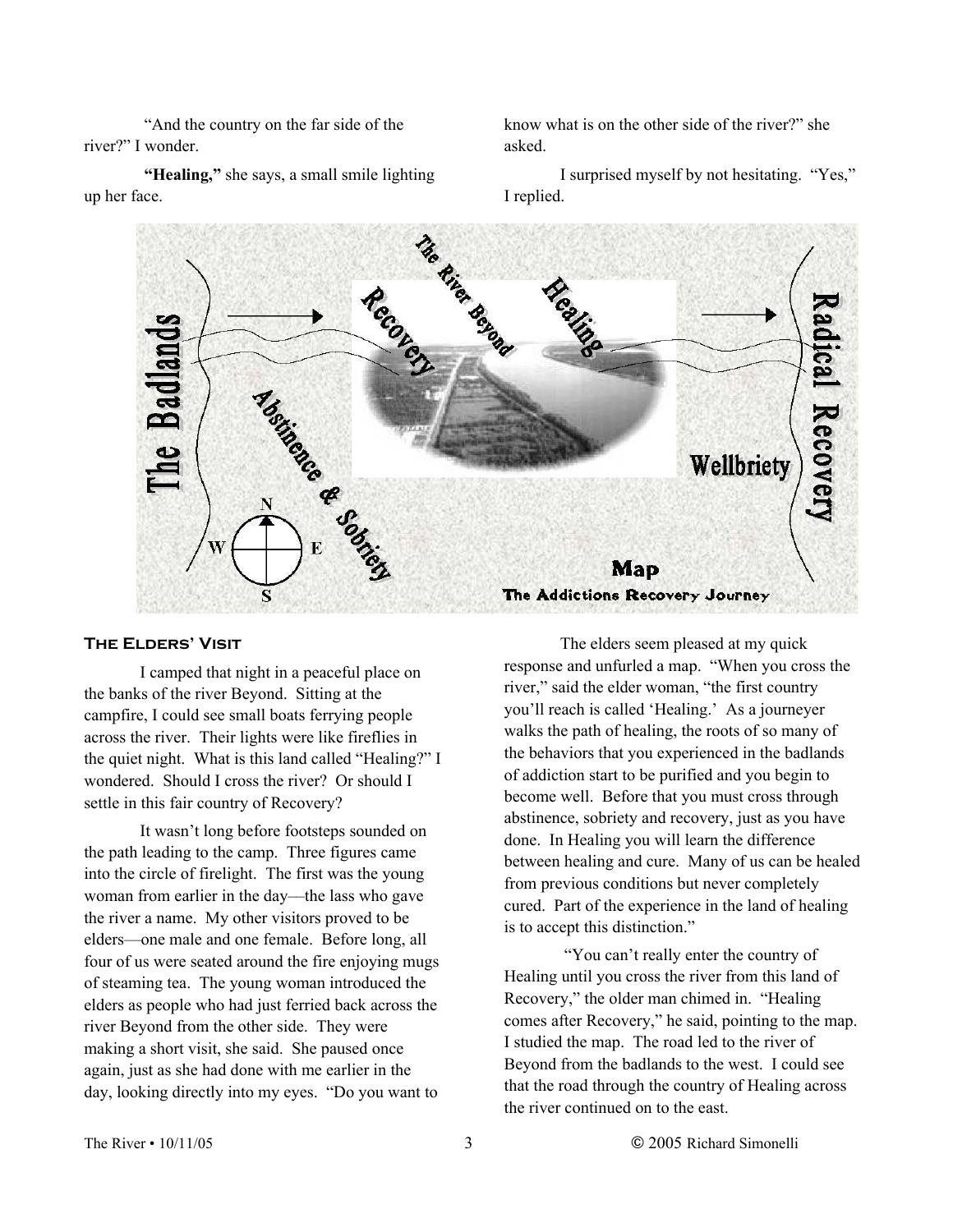"And the country on the far side of the river?" I wonder.

**"Healing,"** she says, a small smile lighting up her face.

know what is on the other side of the river?" she asked.

I surprised myself by not hesitating. "Yes," I replied.

### The Elders' Visit

I camped that night in a peaceful place on the banks of the river Beyond. Sitting at the campfire, I could see small boats ferrying people across the river. Their lights were like fireflies in the quiet night. What is this land called "Healing?" I wondered. Should I cross the river? Or should I settle in this fair country of Recovery?

It wasn't long before footsteps sounded on the path leading to the camp. Three figures came into the circle of firelight. The first was the young woman from earlier in the day—the lass who gave the river a name. My other visitors proved to be elders—one male and one female. Before long, all four of us were seated around the fire enjoying mugs of steaming tea. The young woman introduced the elders as people who had just ferried back across the river Beyond from the other side. They were making a short visit, she said. She paused once again, just as she had done with me earlier in the day, looking directly into my eyes. "Do you want to

The elders seem pleased at my quick response and unfurled a map. "When you cross the river," said the elder woman, "the first country you'll reach is called 'Healing.' As a journeyer walks the path of healing, the roots of so many of the behaviors that you experienced in the badlands of addiction start to be purified and you begin to become well. Before that you must cross through abstinence, sobriety and recovery, just as you have done. In Healing you will learn the difference between healing and cure. Many of us can be healed from previous conditions but never completely cured. Part of the experience in the land of healing is to accept this distinction."

"You can't really enter the country of Healing until you cross the river from this land of Recovery," the older man chimed in. "Healing comes after Recovery," he said, pointing to the map. I studied the map. The road led to the river of Beyond from the badlands to the west. I could see that the road through the country of Healing across the river continued on to the east.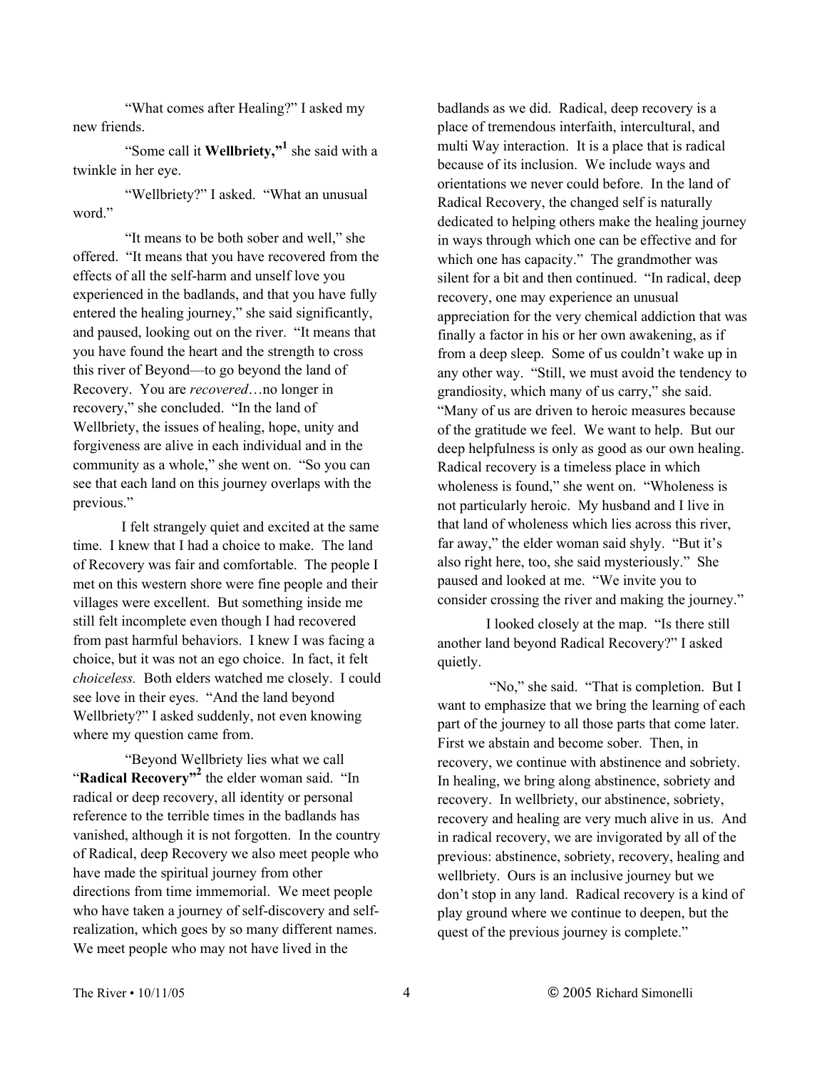"What comes after Healing?" I asked my new friends.

"Some call it **Wellbriety,"**[1] she said with a twinkle in her eye.

"Wellbriety?" I asked. "What an unusual word."

"It means to be both sober and well," she offered. "It means that you have recovered from the effects of all the self-harm and unself love you experienced in the badlands, and that you have fully entered the healing journey," she said significantly, and paused, looking out on the river. "It means that you have found the heart and the strength to cross this river of Beyond—to go beyond the land of Recovery. You are *recovered*…no longer in recovery," she concluded. "In the land of Wellbriety, the issues of healing, hope, unity and forgiveness are alive in each individual and in the community as a whole," she went on. "So you can see that each land on this journey overlaps with the previous."

I felt strangely quiet and excited at the same time. I knew that I had a choice to make. The land of Recovery was fair and comfortable. The people I met on this western shore were fine people and their villages were excellent. But something inside me still felt incomplete even though I had recovered from past harmful behaviors. I knew I was facing a choice, but it was not an ego choice. In fact, it felt *choiceless.* Both elders watched me closely. I could see love in their eyes. "And the land beyond Wellbriety?" I asked suddenly, not even knowing where my question came from.

"Beyond Wellbriety lies what we call "**Radical Recovery"**[2] the elder woman said. "In radical or deep recovery, all identity or personal reference to the terrible times in the badlands has vanished, although it is not forgotten. In the country of Radical, deep Recovery we also meet people who have made the spiritual journey from other directions from time immemorial. We meet people who have taken a journey of self-discovery and self-realization, which goes by so many different names. We meet people who may not have lived in the badlands as we did. Radical, deep recovery is a place of tremendous interfaith, intercultural, and multi Way interaction. It is a place that is radical because of its inclusion. We include ways and orientations we never could before. In the land of Radical Recovery, the changed self is naturally dedicated to helping others make the healing journey in ways through which one can be effective and for which one has capacity." The grandmother was silent for a bit and then continued. "In radical, deep recovery, one may experience an unusual appreciation for the very chemical addiction that was finally a factor in his or her own awakening, as if from a deep sleep. Some of us couldn't wake up in any other way. "Still, we must avoid the tendency to grandiosity, which many of us carry," she said. "Many of us are driven to heroic measures because of the gratitude we feel. We want to help. But our deep helpfulness is only as good as our own healing. Radical recovery is a timeless place in which wholeness is found," she went on. "Wholeness is not particularly heroic. My husband and I live in that land of wholeness which lies across this river, far away," the elder woman said shyly. "But it's also right here, too, she said mysteriously." She paused and looked at me. "We invite you to consider crossing the river and making the journey."

I looked closely at the map. "Is there still another land beyond Radical Recovery?" I asked quietly.

"No," she said. "That is completion. But I want to emphasize that we bring the learning of each part of the journey to all those parts that come later. First we abstain and become sober. Then, in recovery, we continue with abstinence and sobriety. In healing, we bring along abstinence, sobriety and recovery. In wellbriety, our abstinence, sobriety, recovery and healing are very much alive in us. And in radical recovery, we are invigorated by all of the previous: abstinence, sobriety, recovery, healing and wellbriety. Ours is an inclusive journey but we don't stop in any land. Radical recovery is a kind of play ground where we continue to deepen, but the quest of the previous journey is complete."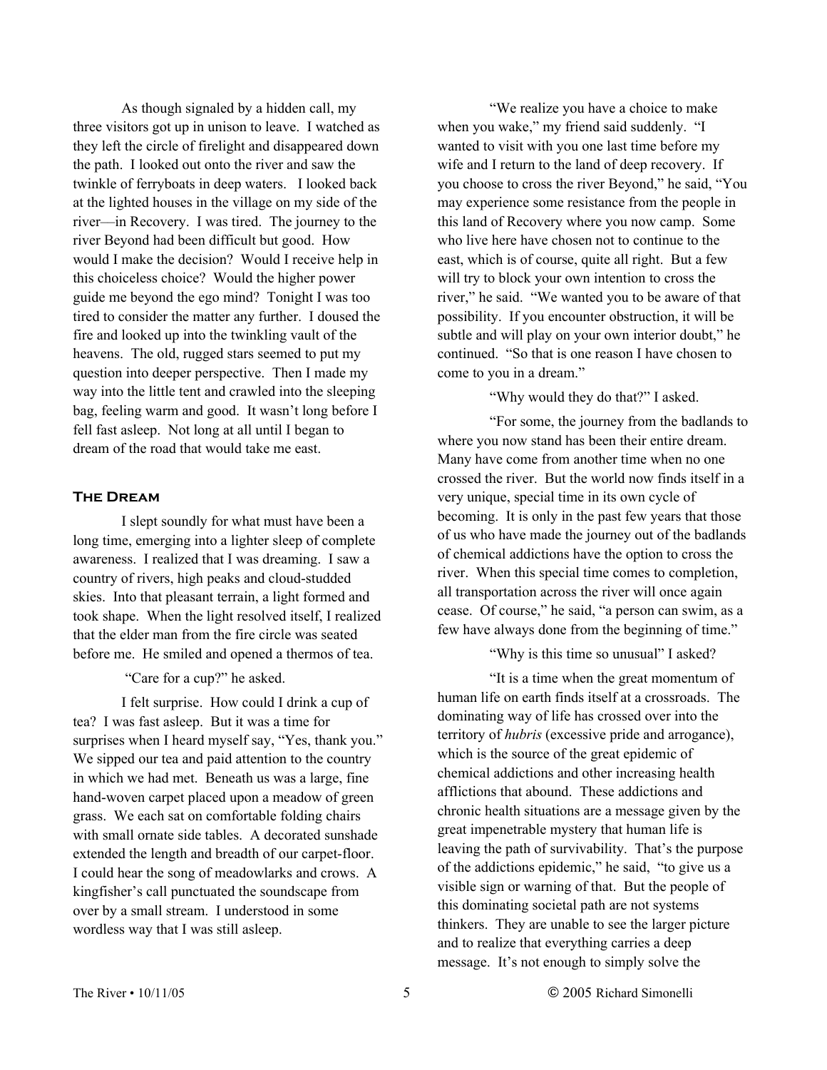As though signaled by a hidden call, my three visitors got up in unison to leave. I watched as they left the circle of firelight and disappeared down the path. I looked out onto the river and saw the twinkle of ferryboats in deep waters. I looked back at the lighted houses in the village on my side of the river—in Recovery. I was tired. The journey to the river Beyond had been difficult but good. How would I make the decision? Would I receive help in this choiceless choice? Would the higher power guide me beyond the ego mind? Tonight I was too tired to consider the matter any further. I doused the fire and looked up into the twinkling vault of the heavens. The old, rugged stars seemed to put my question into deeper perspective. Then I made my way into the little tent and crawled into the sleeping bag, feeling warm and good. It wasn't long before I fell fast asleep. Not long at all until I began to dream of the road that would take me east.

## The Dream

I slept soundly for what must have been a long time, emerging into a lighter sleep of complete awareness. I realized that I was dreaming. I saw a country of rivers, high peaks and cloud-studded skies. Into that pleasant terrain, a light formed and took shape. When the light resolved itself, I realized that the elder man from the fire circle was seated before me. He smiled and opened a thermos of tea.

"Care for a cup?" he asked.

I felt surprise. How could I drink a cup of tea? I was fast asleep. But it was a time for surprises when I heard myself say, "Yes, thank you." We sipped our tea and paid attention to the country in which we had met. Beneath us was a large, fine hand-woven carpet placed upon a meadow of green grass. We each sat on comfortable folding chairs with small ornate side tables. A decorated sunshade extended the length and breadth of our carpet-floor. I could hear the song of meadowlarks and crows. A kingfisher's call punctuated the soundscape from over by a small stream. I understood in some wordless way that I was still asleep.

"We realize you have a choice to make when you wake," my friend said suddenly. "I wanted to visit with you one last time before my wife and I return to the land of deep recovery. If you choose to cross the river Beyond," he said, "You may experience some resistance from the people in this land of Recovery where you now camp. Some who live here have chosen not to continue to the east, which is of course, quite all right. But a few will try to block your own intention to cross the river," he said. "We wanted you to be aware of that possibility. If you encounter obstruction, it will be subtle and will play on your own interior doubt," he continued. "So that is one reason I have chosen to come to you in a dream."

"Why would they do that?" I asked.

"For some, the journey from the badlands to where you now stand has been their entire dream. Many have come from another time when no one crossed the river. But the world now finds itself in a very unique, special time in its own cycle of becoming. It is only in the past few years that those of us who have made the journey out of the badlands of chemical addictions have the option to cross the river. When this special time comes to completion, all transportation across the river will once again cease. Of course," he said, "a person can swim, as a few have always done from the beginning of time."

"Why is this time so unusual" I asked?

"It is a time when the great momentum of human life on earth finds itself at a crossroads. The dominating way of life has crossed over into the territory of *hubris* (excessive pride and arrogance), which is the source of the great epidemic of chemical addictions and other increasing health afflictions that abound. These addictions and chronic health situations are a message given by the great impenetrable mystery that human life is leaving the path of survivability. That's the purpose of the addictions epidemic," he said, "to give us a visible sign or warning of that. But the people of this dominating societal path are not systems thinkers. They are unable to see the larger picture and to realize that everything carries a deep message. It's not enough to simply solve the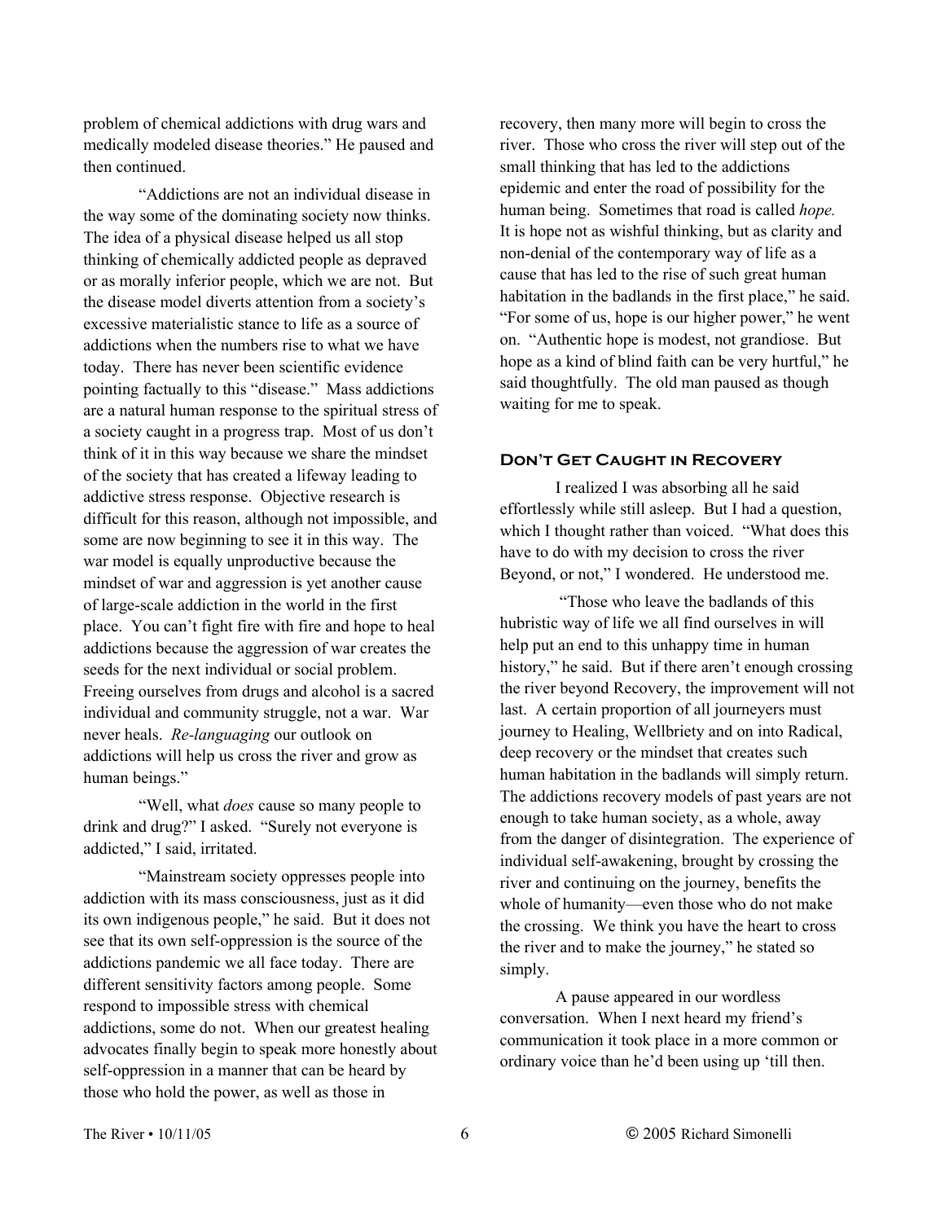problem of chemical addictions with drug wars and medically modeled disease theories." He paused and then continued.

"Addictions are not an individual disease in the way some of the dominating society now thinks. The idea of a physical disease helped us all stop thinking of chemically addicted people as depraved or as morally inferior people, which we are not. But the disease model diverts attention from a society's excessive materialistic stance to life as a source of addictions when the numbers rise to what we have today. There has never been scientific evidence pointing factually to this "disease." Mass addictions are a natural human response to the spiritual stress of a society caught in a progress trap. Most of us don't think of it in this way because we share the mindset of the society that has created a lifeway leading to addictive stress response. Objective research is difficult for this reason, although not impossible, and some are now beginning to see it in this way. The war model is equally unproductive because the mindset of war and aggression is yet another cause of large-scale addiction in the world in the first place. You can't fight fire with fire and hope to heal addictions because the aggression of war creates the seeds for the next individual or social problem. Freeing ourselves from drugs and alcohol is a sacred individual and community struggle, not a war. War never heals. *Re-languaging* our outlook on addictions will help us cross the river and grow as human beings."

"Well, what *does* cause so many people to drink and drug?" I asked. "Surely not everyone is addicted," I said, irritated.

"Mainstream society oppresses people into addiction with its mass consciousness, just as it did its own indigenous people," he said. But it does not see that its own self-oppression is the source of the addictions pandemic we all face today. There are different sensitivity factors among people. Some respond to impossible stress with chemical addictions, some do not. When our greatest healing advocates finally begin to speak more honestly about self-oppression in a manner that can be heard by those who hold the power, as well as those in recovery, then many more will begin to cross the river. Those who cross the river will step out of the small thinking that has led to the addictions epidemic and enter the road of possibility for the human being. Sometimes that road is called *hope.* It is hope not as wishful thinking, but as clarity and non-denial of the contemporary way of life as a cause that has led to the rise of such great human habitation in the badlands in the first place," he said. "For some of us, hope is our higher power," he went on. "Authentic hope is modest, not grandiose. But hope as a kind of blind faith can be very hurtful," he said thoughtfully. The old man paused as though waiting for me to speak.

### Don't Get Caught in Recovery

I realized I was absorbing all he said effortlessly while still asleep. But I had a question, which I thought rather than voiced. "What does this have to do with my decision to cross the river Beyond, or not," I wondered. He understood me.

"Those who leave the badlands of this hubristic way of life we all find ourselves in will help put an end to this unhappy time in human history," he said. But if there aren't enough crossing the river beyond Recovery, the improvement will not last. A certain proportion of all journeyers must journey to Healing, Wellbriety and on into Radical, deep recovery or the mindset that creates such human habitation in the badlands will simply return. The addictions recovery models of past years are not enough to take human society, as a whole, away from the danger of disintegration. The experience of individual self-awakening, brought by crossing the river and continuing on the journey, benefits the whole of humanity—even those who do not make the crossing. We think you have the heart to cross the river and to make the journey," he stated so simply.

A pause appeared in our wordless conversation. When I next heard my friend's communication it took place in a more common or ordinary voice than he'd been using up 'till then.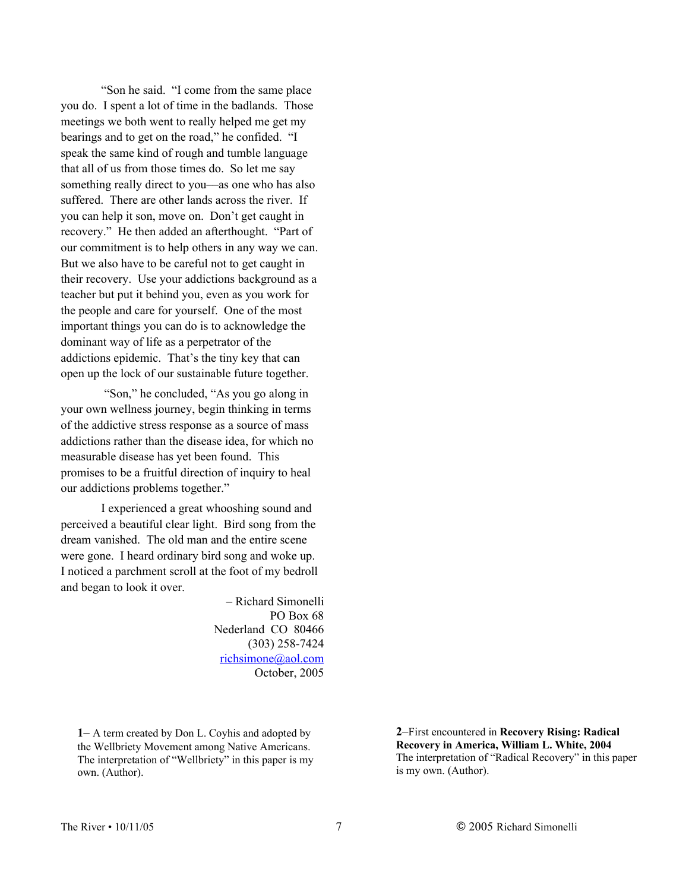"Son he said. "I come from the same place you do. I spent a lot of time in the badlands. Those meetings we both went to really helped me get my bearings and to get on the road," he confided. "I speak the same kind of rough and tumble language that all of us from those times do. So let me say something really direct to you—as one who has also suffered. There are other lands across the river. If you can help it son, move on. Don't get caught in recovery." He then added an afterthought. "Part of our commitment is to help others in any way we can. But we also have to be careful not to get caught in their recovery. Use your addictions background as a teacher but put it behind you, even as you work for the people and care for yourself. One of the most important things you can do is to acknowledge the dominant way of life as a perpetrator of the addictions epidemic. That's the tiny key that can open up the lock of our sustainable future together.

"Son," he concluded, "As you go along in your own wellness journey, begin thinking in terms of the addictive stress response as a source of mass addictions rather than the disease idea, for which no measurable disease has yet been found. This promises to be a fruitful direction of inquiry to heal our addictions problems together."

I experienced a great whooshing sound and perceived a beautiful clear light. Bird song from the dream vanished. The old man and the entire scene were gone. I heard ordinary bird song and woke up. I noticed a parchment scroll at the foot of my bedroll and began to look it over.

– Richard Simonelli
PO Box 68
Nederland CO 80466
(303) 258-7424
richsimone@aol.com
October, 2005

**1–** A term created by Don L. Coyhis and adopted by the Wellbriety Movement among Native Americans. The interpretation of "Wellbriety" in this paper is my own. (Author).

**2**–First encountered in **Recovery Rising: Radical Recovery in America, William L. White, 2004** The interpretation of "Radical Recovery" in this paper is my own. (Author).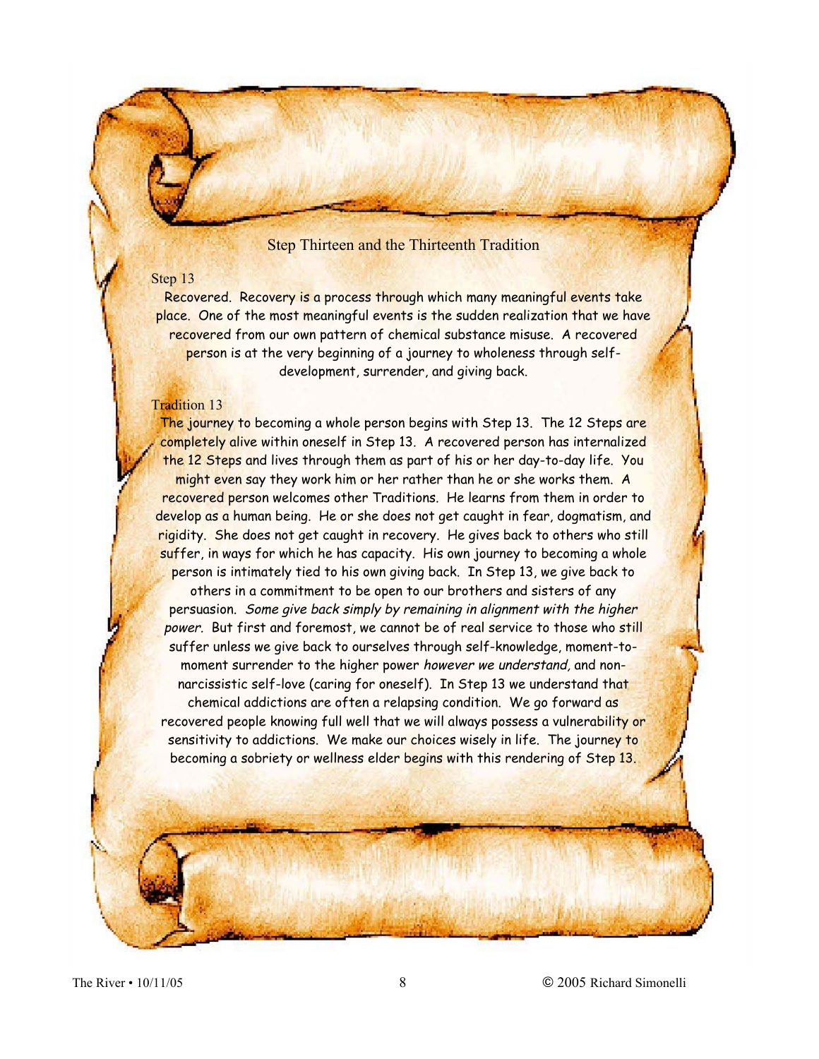## Step Thirteen and the Thirteenth Tradition

### Step 13

Recovered. Recovery is a process through which many meaningful events take place. One of the most meaningful events is the sudden realization that we have recovered from our own pattern of chemical substance misuse. A recovered person is at the very beginning of a journey to wholeness through self-development, surrender, and giving back.

### Tradition 13

The journey to becoming a whole person begins with Step 13. The 12 Steps are completely alive within oneself in Step 13. A recovered person has internalized the 12 Steps and lives through them as part of his or her day-to-day life. You might even say they work him or her rather than he or she works them. A recovered person welcomes other Traditions. He learns from them in order to develop as a human being. He or she does not get caught in fear, dogmatism, and rigidity. She does not get caught in recovery. He gives back to others who still suffer, in ways for which he has capacity. His own journey to becoming a whole person is intimately tied to his own giving back. In Step 13, we give back to others in a commitment to be open to our brothers and sisters of any persuasion. *Some give back simply by remaining in alignment with the higher power.* But first and foremost, we cannot be of real service to those who still suffer unless we give back to ourselves through self-knowledge, moment-to-moment surrender to the higher power *however we understand,* and non-narcissistic self-love (caring for oneself). In Step 13 we understand that chemical addictions are often a relapsing condition. We go forward as recovered people knowing full well that we will always possess a vulnerability or sensitivity to addictions. We make our choices wisely in life. The journey to becoming a sobriety or wellness elder begins with this rendering of Step 13.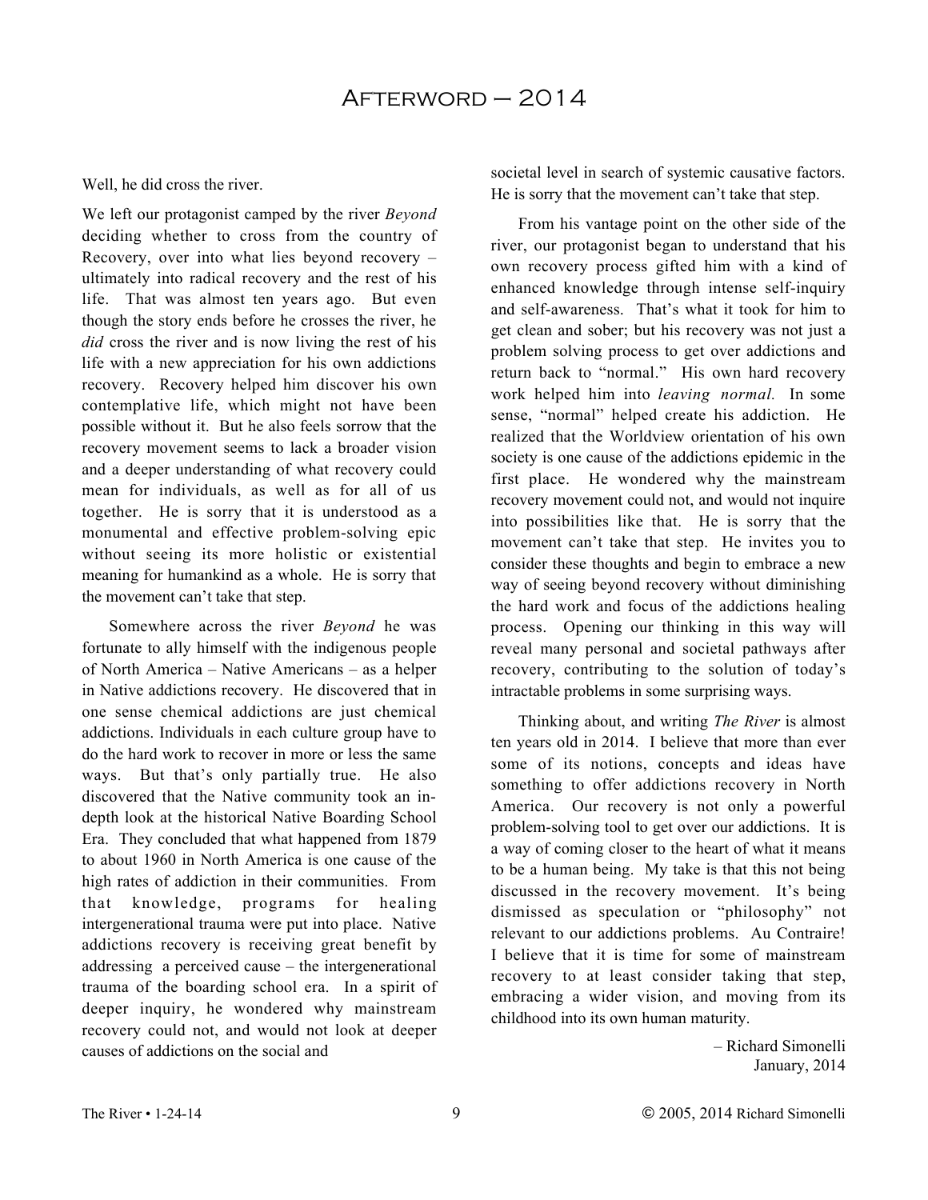# Afterword – 2014

Well, he did cross the river.

We left our protagonist camped by the river *Beyond* deciding whether to cross from the country of Recovery, over into what lies beyond recovery – ultimately into radical recovery and the rest of his life. That was almost ten years ago. But even though the story ends before he crosses the river, he *did* cross the river and is now living the rest of his life with a new appreciation for his own addictions recovery. Recovery helped him discover his own contemplative life, which might not have been possible without it. But he also feels sorrow that the recovery movement seems to lack a broader vision and a deeper understanding of what recovery could mean for individuals, as well as for all of us together. He is sorry that it is understood as a monumental and effective problem-solving epic without seeing its more holistic or existential meaning for humankind as a whole. He is sorry that the movement can't take that step.

Somewhere across the river *Beyond* he was fortunate to ally himself with the indigenous people of North America – Native Americans – as a helper in Native addictions recovery. He discovered that in one sense chemical addictions are just chemical addictions. Individuals in each culture group have to do the hard work to recover in more or less the same ways. But that's only partially true. He also discovered that the Native community took an in-depth look at the historical Native Boarding School Era. They concluded that what happened from 1879 to about 1960 in North America is one cause of the high rates of addiction in their communities. From that knowledge, programs for healing intergenerational trauma were put into place. Native addictions recovery is receiving great benefit by addressing a perceived cause – the intergenerational trauma of the boarding school era. In a spirit of deeper inquiry, he wondered why mainstream recovery could not, and would not look at deeper causes of addictions on the social and societal level in search of systemic causative factors. He is sorry that the movement can't take that step.

From his vantage point on the other side of the river, our protagonist began to understand that his own recovery process gifted him with a kind of enhanced knowledge through intense self-inquiry and self-awareness. That's what it took for him to get clean and sober; but his recovery was not just a problem solving process to get over addictions and return back to "normal." His own hard recovery work helped him into *leaving normal.* In some sense, "normal" helped create his addiction. He realized that the Worldview orientation of his own society is one cause of the addictions epidemic in the first place. He wondered why the mainstream recovery movement could not, and would not inquire into possibilities like that. He is sorry that the movement can't take that step. He invites you to consider these thoughts and begin to embrace a new way of seeing beyond recovery without diminishing the hard work and focus of the addictions healing process. Opening our thinking in this way will reveal many personal and societal pathways after recovery, contributing to the solution of today's intractable problems in some surprising ways.

Thinking about, and writing *The River* is almost ten years old in 2014. I believe that more than ever some of its notions, concepts and ideas have something to offer addictions recovery in North America. Our recovery is not only a powerful problem-solving tool to get over our addictions. It is a way of coming closer to the heart of what it means to be a human being. My take is that this not being discussed in the recovery movement. It's being dismissed as speculation or "philosophy" not relevant to our addictions problems. Au Contraire! I believe that it is time for some of mainstream recovery to at least consider taking that step, embracing a wider vision, and moving from its childhood into its own human maturity.

– Richard Simonelli
January, 2014